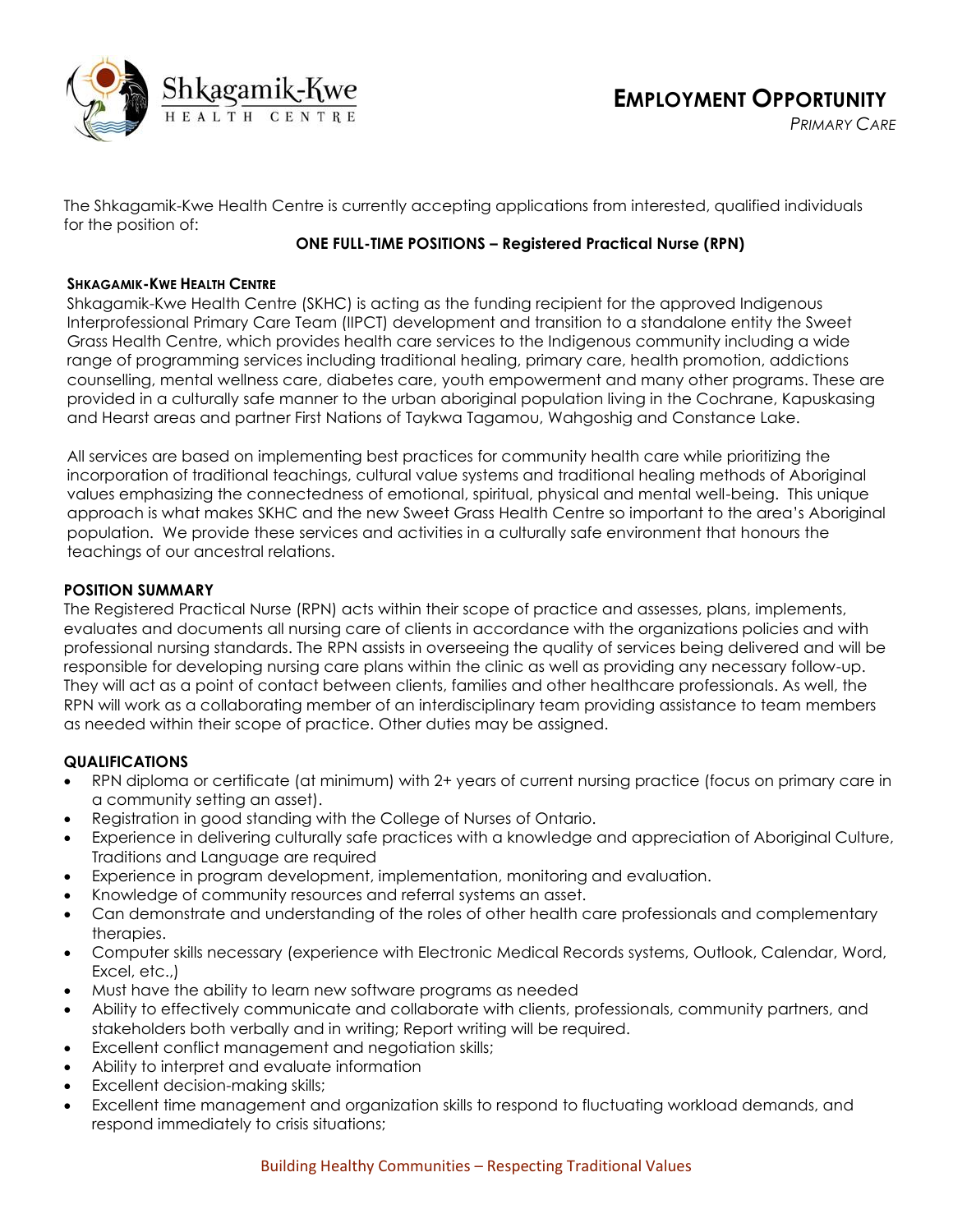Shkagamik-Kwe HEALTH CENTRE

# EMPLOYMENT OPPORTUNITY

*PRIMARY CARE*

The Shkagamik-Kwe Health Centre is currently accepting applications from interested, qualified individuals for the position of:

**ONE FULL-TIME POSITIONS – Registered Practical Nurse (RPN)**

### SHKAGAMIK-KWE HEALTH CENTRE

Shkagamik-Kwe Health Centre (SKHC) is acting as the funding recipient for the approved Indigenous Interprofessional Primary Care Team (IIPCT) development and transition to a standalone entity the Sweet Grass Health Centre, which provides health care services to the Indigenous community including a wide range of programming services including traditional healing, primary care, health promotion, addictions counselling, mental wellness care, diabetes care, youth empowerment and many other programs. These are provided in a culturally safe manner to the urban aboriginal population living in the Cochrane, Kapuskasing and Hearst areas and partner First Nations of Taykwa Tagamou, Wahgoshig and Constance Lake.

All services are based on implementing best practices for community health care while prioritizing the incorporation of traditional teachings, cultural value systems and traditional healing methods of Aboriginal values emphasizing the connectedness of emotional, spiritual, physical and mental well-being. This unique approach is what makes SKHC and the new Sweet Grass Health Centre so important to the area's Aboriginal population. We provide these services and activities in a culturally safe environment that honours the teachings of our ancestral relations.

### POSITION SUMMARY

The Registered Practical Nurse (RPN) acts within their scope of practice and assesses, plans, implements, evaluates and documents all nursing care of clients in accordance with the organizations policies and with professional nursing standards. The RPN assists in overseeing the quality of services being delivered and will be responsible for developing nursing care plans within the clinic as well as providing any necessary follow-up. They will act as a point of contact between clients, families and other healthcare professionals. As well, the RPN will work as a collaborating member of an interdisciplinary team providing assistance to team members as needed within their scope of practice. Other duties may be assigned.

### QUALIFICATIONS

- RPN diploma or certificate (at minimum) with 2+ years of current nursing practice (focus on primary care in a community setting an asset).
- Registration in good standing with the College of Nurses of Ontario.
- Experience in delivering culturally safe practices with a knowledge and appreciation of Aboriginal Culture, Traditions and Language are required
- Experience in program development, implementation, monitoring and evaluation.
- Knowledge of community resources and referral systems an asset.
- Can demonstrate and understanding of the roles of other health care professionals and complementary therapies.
- Computer skills necessary (experience with Electronic Medical Records systems, Outlook, Calendar, Word, Excel, etc.,)
- Must have the ability to learn new software programs as needed
- Ability to effectively communicate and collaborate with clients, professionals, community partners, and stakeholders both verbally and in writing; Report writing will be required.
- Excellent conflict management and negotiation skills;
- Ability to interpret and evaluate information
- Excellent decision-making skills;
- Excellent time management and organization skills to respond to fluctuating workload demands, and respond immediately to crisis situations;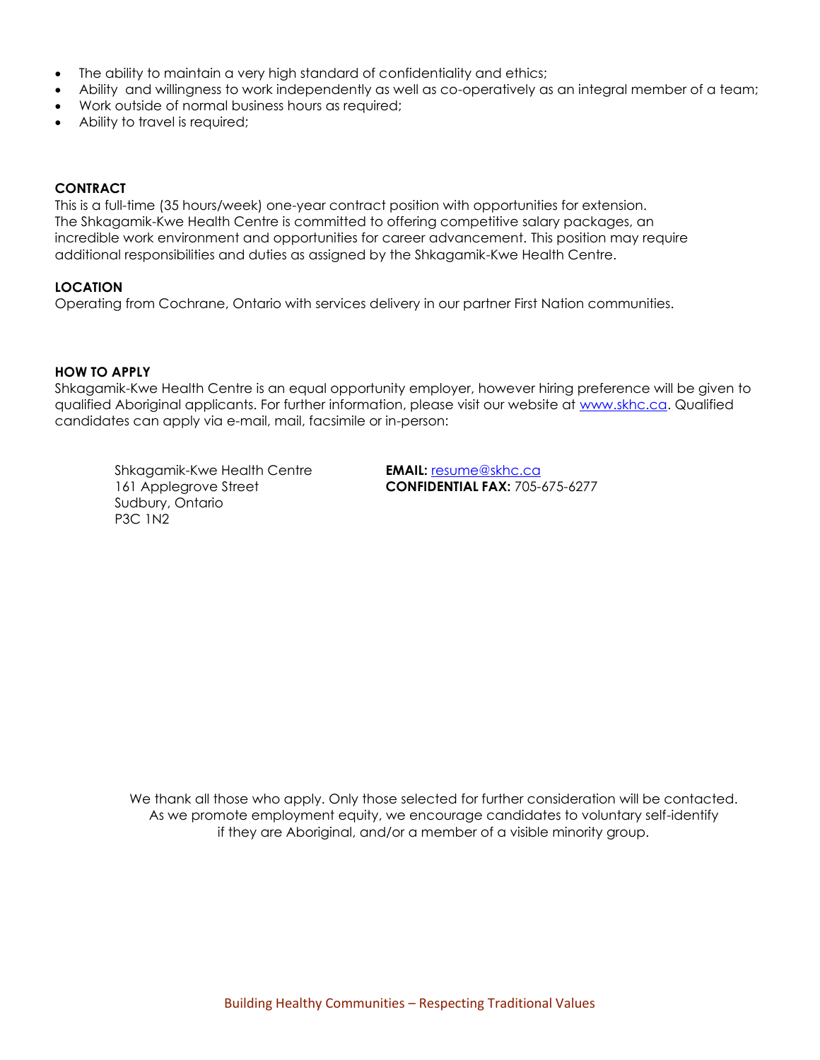- The ability to maintain a very high standard of confidentiality and ethics;
- Ability and willingness to work independently as well as co-operatively as an integral member of a team;
- Work outside of normal business hours as required;
- Ability to travel is required;

**CONTRACT**

This is a full-time (35 hours/week) one-year contract position with opportunities for extension. The Shkagamik-Kwe Health Centre is committed to offering competitive salary packages, an incredible work environment and opportunities for career advancement. This position may require additional responsibilities and duties as assigned by the Shkagamik-Kwe Health Centre.

**LOCATION**

Operating from Cochrane, Ontario with services delivery in our partner First Nation communities.

**HOW TO APPLY**

Shkagamik-Kwe Health Centre is an equal opportunity employer, however hiring preference will be given to qualified Aboriginal applicants. For further information, please visit our website at www.skhc.ca. Qualified candidates can apply via e-mail, mail, facsimile or in-person:

Shkagamik-Kwe Health Centre
161 Applegrove Street
Sudbury, Ontario
P3C 1N2

**EMAIL:** resume@skhc.ca
**CONFIDENTIAL FAX:** 705-675-6277

We thank all those who apply. Only those selected for further consideration will be contacted. As we promote employment equity, we encourage candidates to voluntary self-identify if they are Aboriginal, and/or a member of a visible minority group.

Building Healthy Communities – Respecting Traditional Values